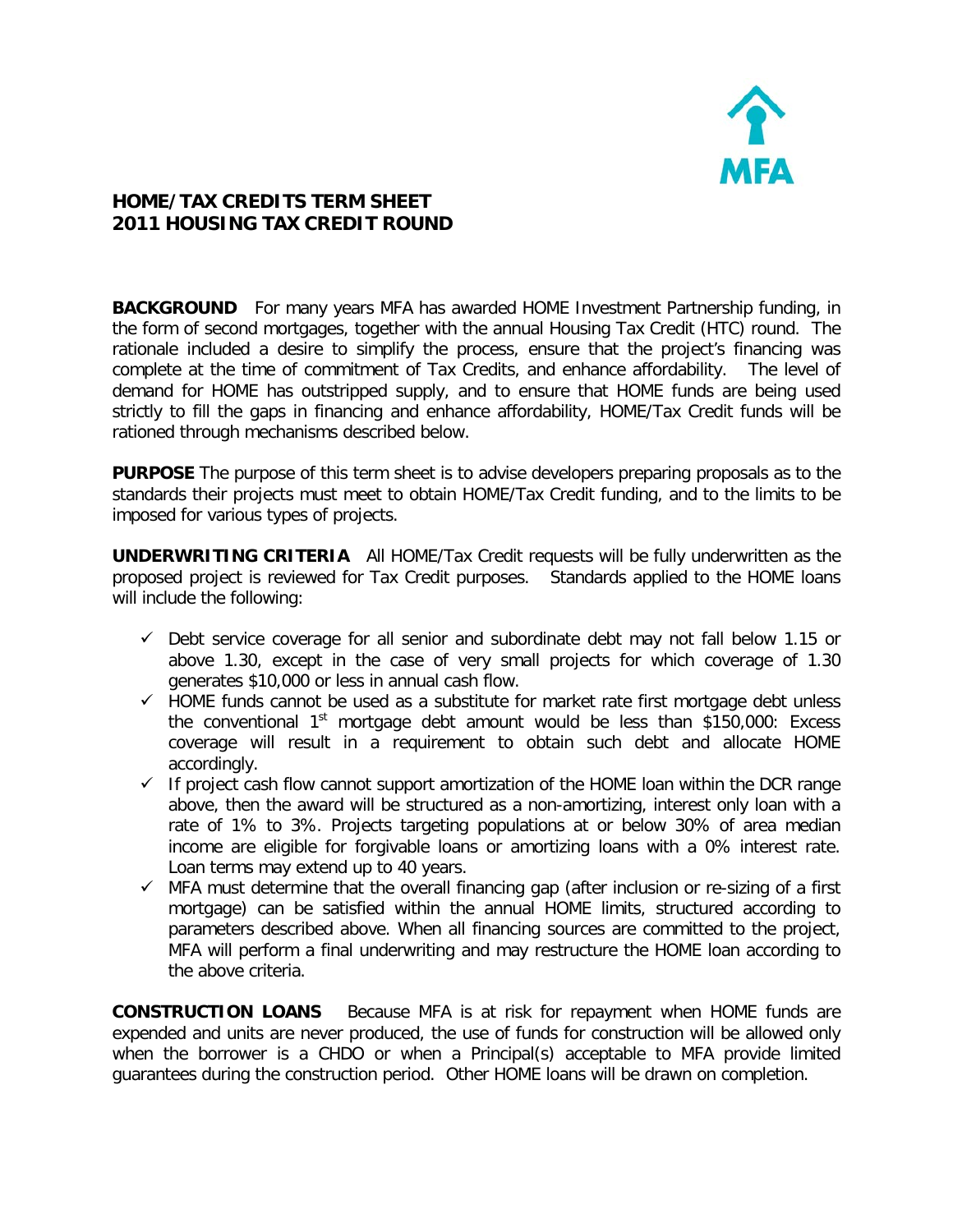# HOME/TAX CREDITS TERM SHEET
# 2011 HOUSING TAX CREDIT ROUND

**BACKGROUND** For many years MFA has awarded HOME Investment Partnership funding, in the form of second mortgages, together with the annual Housing Tax Credit (HTC) round. The rationale included a desire to simplify the process, ensure that the project's financing was complete at the time of commitment of Tax Credits, and enhance affordability. The level of demand for HOME has outstripped supply, and to ensure that HOME funds are being used strictly to fill the gaps in financing and enhance affordability, HOME/Tax Credit funds will be rationed through mechanisms described below.

**PURPOSE** The purpose of this term sheet is to advise developers preparing proposals as to the standards their projects must meet to obtain HOME/Tax Credit funding, and to the limits to be imposed for various types of projects.

**UNDERWRITING CRITERIA** All HOME/Tax Credit requests will be fully underwritten as the proposed project is reviewed for Tax Credit purposes. Standards applied to the HOME loans will include the following:

- ✓ Debt service coverage for all senior and subordinate debt may not fall below 1.15 or above 1.30, except in the case of very small projects for which coverage of 1.30 generates $10,000 or less in annual cash flow.
- ✓ HOME funds cannot be used as a substitute for market rate first mortgage debt unless the conventional 1st mortgage debt amount would be less than $150,000: Excess coverage will result in a requirement to obtain such debt and allocate HOME accordingly.
- ✓ If project cash flow cannot support amortization of the HOME loan within the DCR range above, then the award will be structured as a non-amortizing, interest only loan with a rate of 1% to 3%. Projects targeting populations at or below 30% of area median income are eligible for forgivable loans or amortizing loans with a 0% interest rate. Loan terms may extend up to 40 years.
- ✓ MFA must determine that the overall financing gap (after inclusion or re-sizing of a first mortgage) can be satisfied within the annual HOME limits, structured according to parameters described above. When all financing sources are committed to the project, MFA will perform a final underwriting and may restructure the HOME loan according to the above criteria.

**CONSTRUCTION LOANS** Because MFA is at risk for repayment when HOME funds are expended and units are never produced, the use of funds for construction will be allowed only when the borrower is a CHDO or when a Principal(s) acceptable to MFA provide limited guarantees during the construction period. Other HOME loans will be drawn on completion.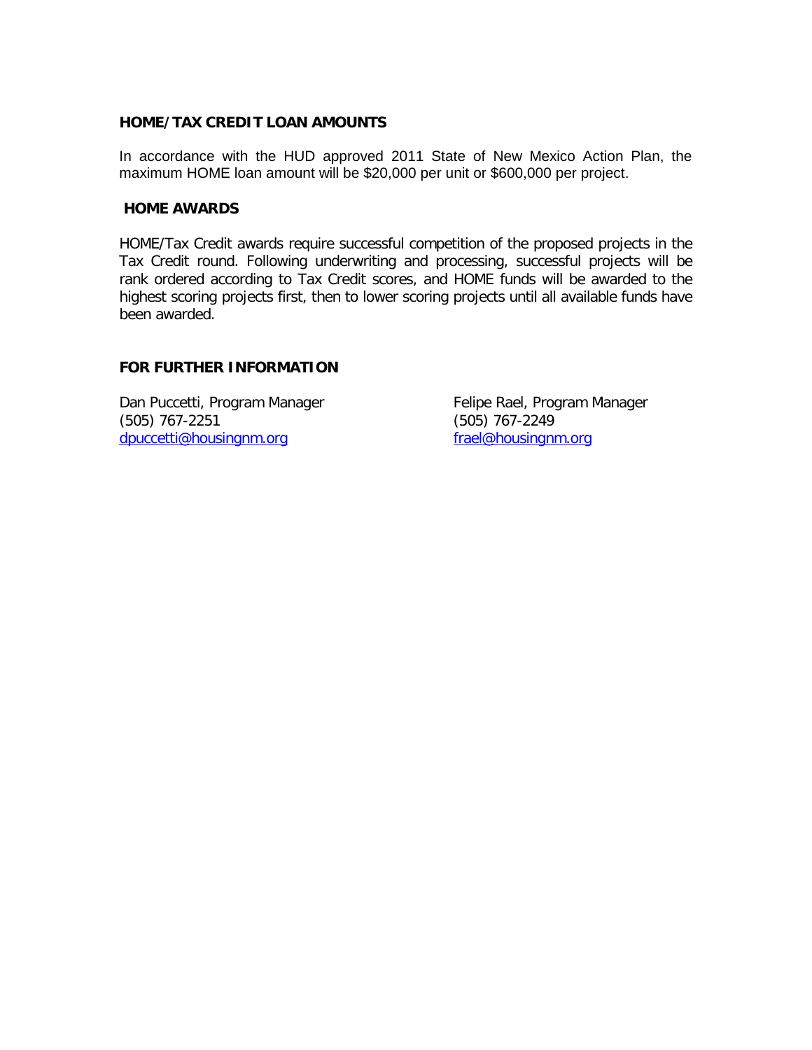**HOME/TAX CREDIT LOAN AMOUNTS**

In accordance with the HUD approved 2011 State of New Mexico Action Plan, the maximum HOME loan amount will be $20,000 per unit or $600,000 per project.

**HOME AWARDS**

HOME/Tax Credit awards require successful competition of the proposed projects in the Tax Credit round. Following underwriting and processing, successful projects will be rank ordered according to Tax Credit scores, and HOME funds will be awarded to the highest scoring projects first, then to lower scoring projects until all available funds have been awarded.

**FOR FURTHER INFORMATION**

Dan Puccetti, Program Manager
(505) 767-2251
dpuccetti@housingnm.org

Felipe Rael, Program Manager
(505) 767-2249
frael@housingnm.org